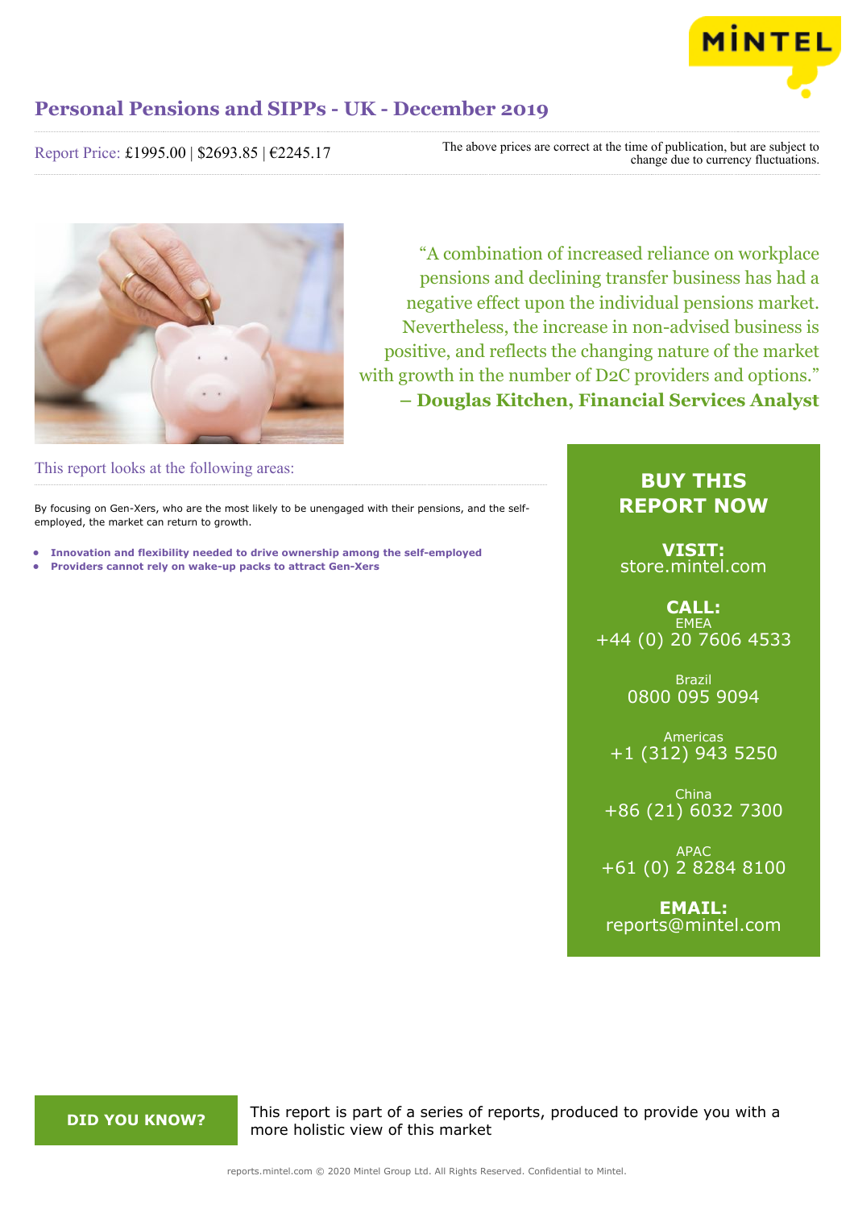# Personal Pensions and SIPPs - UK - December 2019

Report Price: £1995.00 | $2693.85 | €2245.17

The above prices are correct at the time of publication, but are subject to change due to currency fluctuations.

"A combination of increased reliance on workplace pensions and declining transfer business has had a negative effect upon the individual pensions market. Nevertheless, the increase in non-advised business is positive, and reflects the changing nature of the market with growth in the number of D2C providers and options."
**– Douglas Kitchen, Financial Services Analyst**

## This report looks at the following areas:

By focusing on Gen-Xers, who are the most likely to be unengaged with their pensions, and the self-employed, the market can return to growth.

- **Innovation and flexibility needed to drive ownership among the self-employed**
- **Providers cannot rely on wake-up packs to attract Gen-Xers**

**BUY THIS REPORT NOW**

**VISIT:**
store.mintel.com

**CALL:**
EMEA
+44 (0) 20 7606 4533

Brazil
0800 095 9094

Americas
+1 (312) 943 5250

China
+86 (21) 6032 7300

APAC
+61 (0) 2 8284 8100

**EMAIL:**
reports@mintel.com

**DID YOU KNOW?**

This report is part of a series of reports, produced to provide you with a more holistic view of this market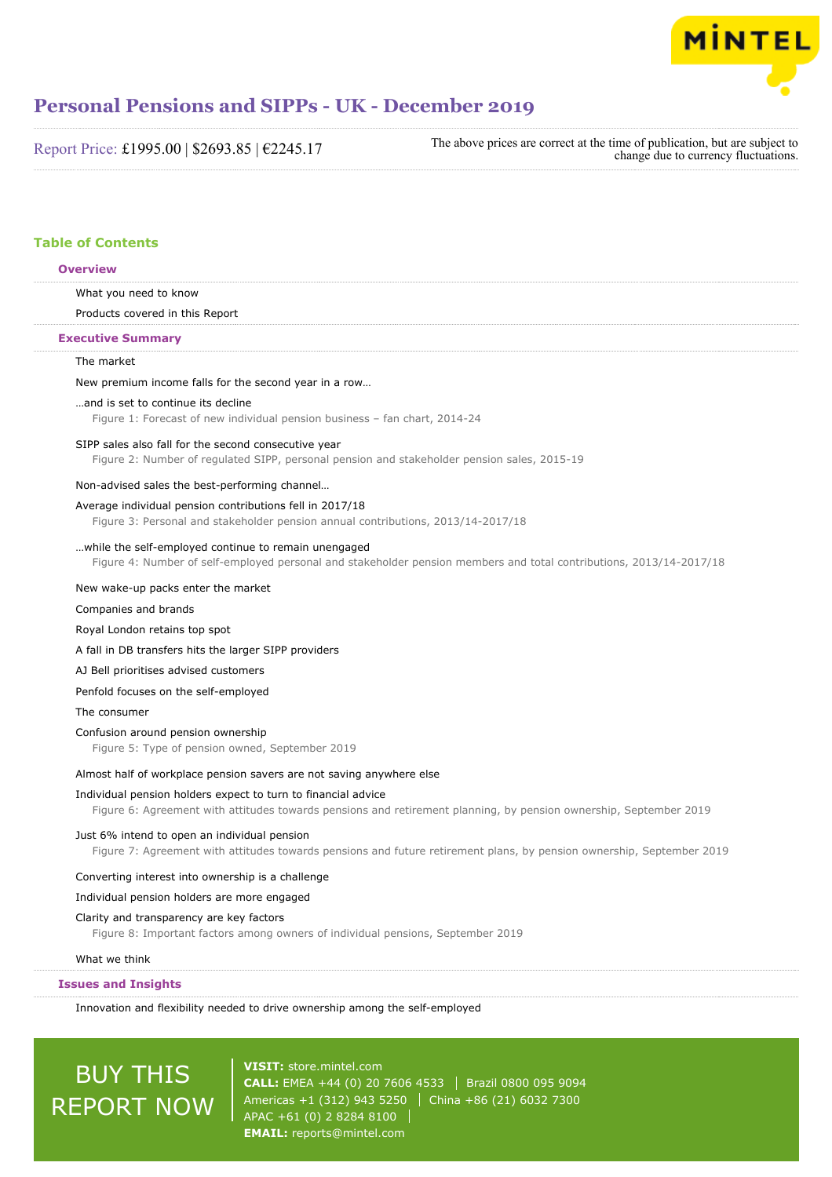# Personal Pensions and SIPPs - UK - December 2019

Report Price: £1995.00 | $2693.85 | €2245.17

The above prices are correct at the time of publication, but are subject to change due to currency fluctuations.

## Table of Contents

### Overview

What you need to know

Products covered in this Report

### Executive Summary

The market

New premium income falls for the second year in a row…

…and is set to continue its decline

Figure 1: Forecast of new individual pension business – fan chart, 2014-24

SIPP sales also fall for the second consecutive year

Figure 2: Number of regulated SIPP, personal pension and stakeholder pension sales, 2015-19

Non-advised sales the best-performing channel…

Average individual pension contributions fell in 2017/18

Figure 3: Personal and stakeholder pension annual contributions, 2013/14-2017/18

…while the self-employed continue to remain unengaged

Figure 4: Number of self-employed personal and stakeholder pension members and total contributions, 2013/14-2017/18

New wake-up packs enter the market

Companies and brands

Royal London retains top spot

A fall in DB transfers hits the larger SIPP providers

AJ Bell prioritises advised customers

Penfold focuses on the self-employed

The consumer

Confusion around pension ownership

Figure 5: Type of pension owned, September 2019

Almost half of workplace pension savers are not saving anywhere else

Individual pension holders expect to turn to financial advice

Figure 6: Agreement with attitudes towards pensions and retirement planning, by pension ownership, September 2019

Just 6% intend to open an individual pension

Figure 7: Agreement with attitudes towards pensions and future retirement plans, by pension ownership, September 2019

Converting interest into ownership is a challenge

Individual pension holders are more engaged

Clarity and transparency are key factors

Figure 8: Important factors among owners of individual pensions, September 2019

What we think

### Issues and Insights

Innovation and flexibility needed to drive ownership among the self-employed

BUY THIS REPORT NOW

**VISIT:** store.mintel.com
**CALL:** EMEA +44 (0) 20 7606 4533 | Brazil 0800 095 9094
Americas +1 (312) 943 5250 | China +86 (21) 6032 7300
APAC +61 (0) 2 8284 8100
**EMAIL:** reports@mintel.com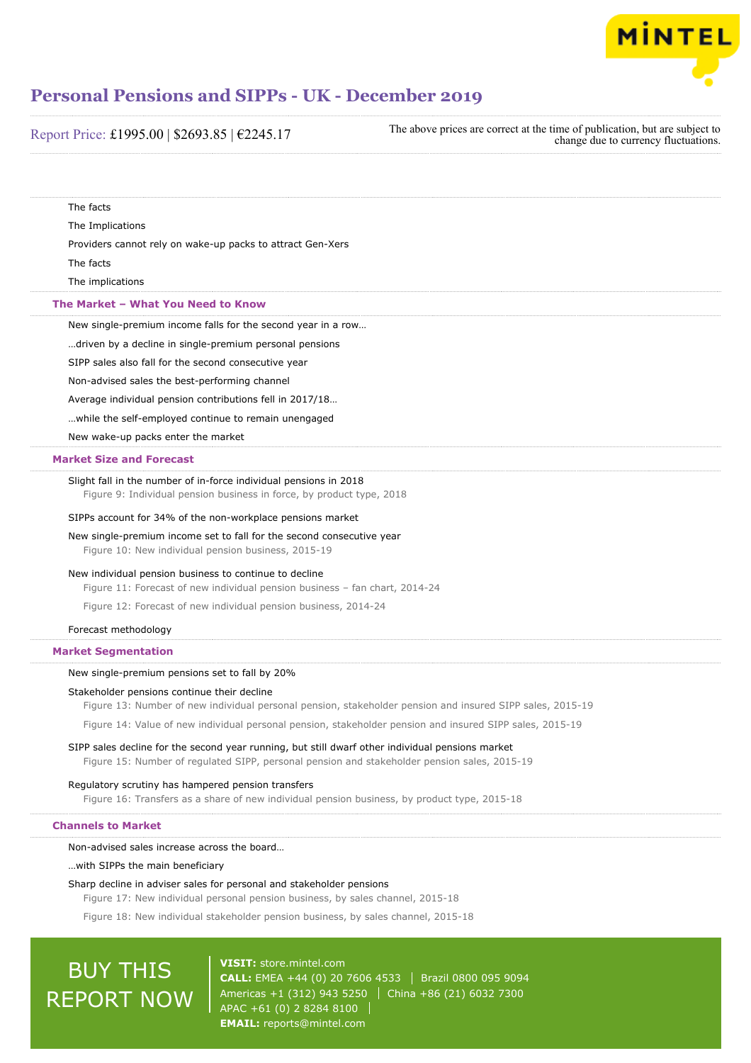The facts

The Implications

Providers cannot rely on wake-up packs to attract Gen-Xers

The facts

The implications

## The Market – What You Need to Know

New single-premium income falls for the second year in a row…

…driven by a decline in single-premium personal pensions

SIPP sales also fall for the second consecutive year

Non-advised sales the best-performing channel

Average individual pension contributions fell in 2017/18…

…while the self-employed continue to remain unengaged

New wake-up packs enter the market

## Market Size and Forecast

Slight fall in the number of in-force individual pensions in 2018

Figure 9: Individual pension business in force, by product type, 2018

SIPPs account for 34% of the non-workplace pensions market

New single-premium income set to fall for the second consecutive year

Figure 10: New individual pension business, 2015-19

New individual pension business to continue to decline

Figure 11: Forecast of new individual pension business – fan chart, 2014-24

Figure 12: Forecast of new individual pension business, 2014-24

Forecast methodology

## Market Segmentation

New single-premium pensions set to fall by 20%

Stakeholder pensions continue their decline

Figure 13: Number of new individual personal pension, stakeholder pension and insured SIPP sales, 2015-19

Figure 14: Value of new individual personal pension, stakeholder pension and insured SIPP sales, 2015-19

SIPP sales decline for the second year running, but still dwarf other individual pensions market

Figure 15: Number of regulated SIPP, personal pension and stakeholder pension sales, 2015-19

Regulatory scrutiny has hampered pension transfers

Figure 16: Transfers as a share of new individual pension business, by product type, 2015-18

## Channels to Market

Non-advised sales increase across the board…

…with SIPPs the main beneficiary

Sharp decline in adviser sales for personal and stakeholder pensions

Figure 17: New individual personal pension business, by sales channel, 2015-18

Figure 18: New individual stakeholder pension business, by sales channel, 2015-18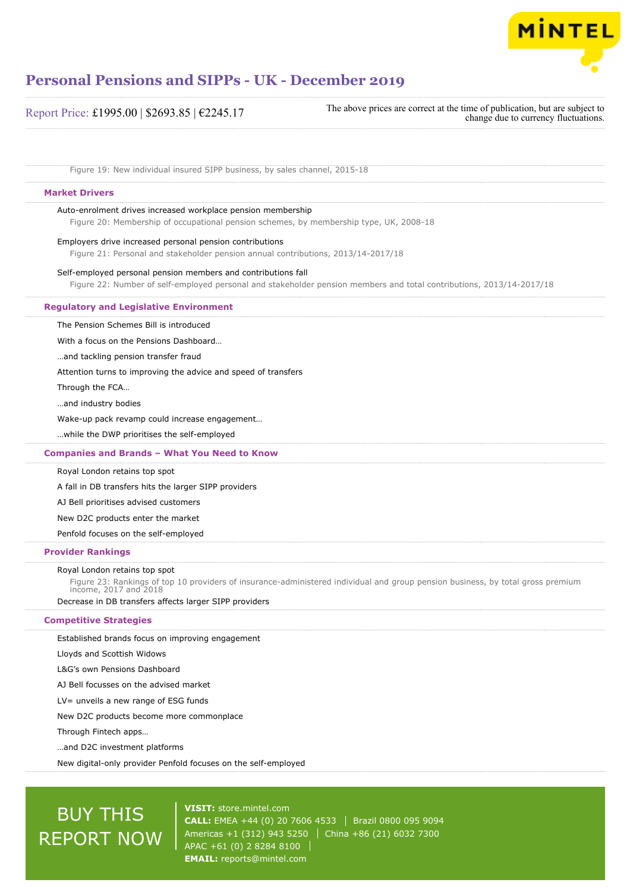Figure 19: New individual insured SIPP business, by sales channel, 2015-18

## Market Drivers

Auto-enrolment drives increased workplace pension membership

Figure 20: Membership of occupational pension schemes, by membership type, UK, 2008-18

Employers drive increased personal pension contributions

Figure 21: Personal and stakeholder pension annual contributions, 2013/14-2017/18

Self-employed personal pension members and contributions fall

Figure 22: Number of self-employed personal and stakeholder pension members and total contributions, 2013/14-2017/18

## Regulatory and Legislative Environment

The Pension Schemes Bill is introduced

With a focus on the Pensions Dashboard…

…and tackling pension transfer fraud

Attention turns to improving the advice and speed of transfers

Through the FCA…

…and industry bodies

Wake-up pack revamp could increase engagement…

…while the DWP prioritises the self-employed

## Companies and Brands – What You Need to Know

Royal London retains top spot

A fall in DB transfers hits the larger SIPP providers

AJ Bell prioritises advised customers

New D2C products enter the market

Penfold focuses on the self-employed

## Provider Rankings

Royal London retains top spot

Figure 23: Rankings of top 10 providers of insurance-administered individual and group pension business, by total gross premium income, 2017 and 2018

Decrease in DB transfers affects larger SIPP providers

## Competitive Strategies

Established brands focus on improving engagement

Lloyds and Scottish Widows

L&G's own Pensions Dashboard

AJ Bell focusses on the advised market

LV= unveils a new range of ESG funds

New D2C products become more commonplace

Through Fintech apps…

…and D2C investment platforms

New digital-only provider Penfold focuses on the self-employed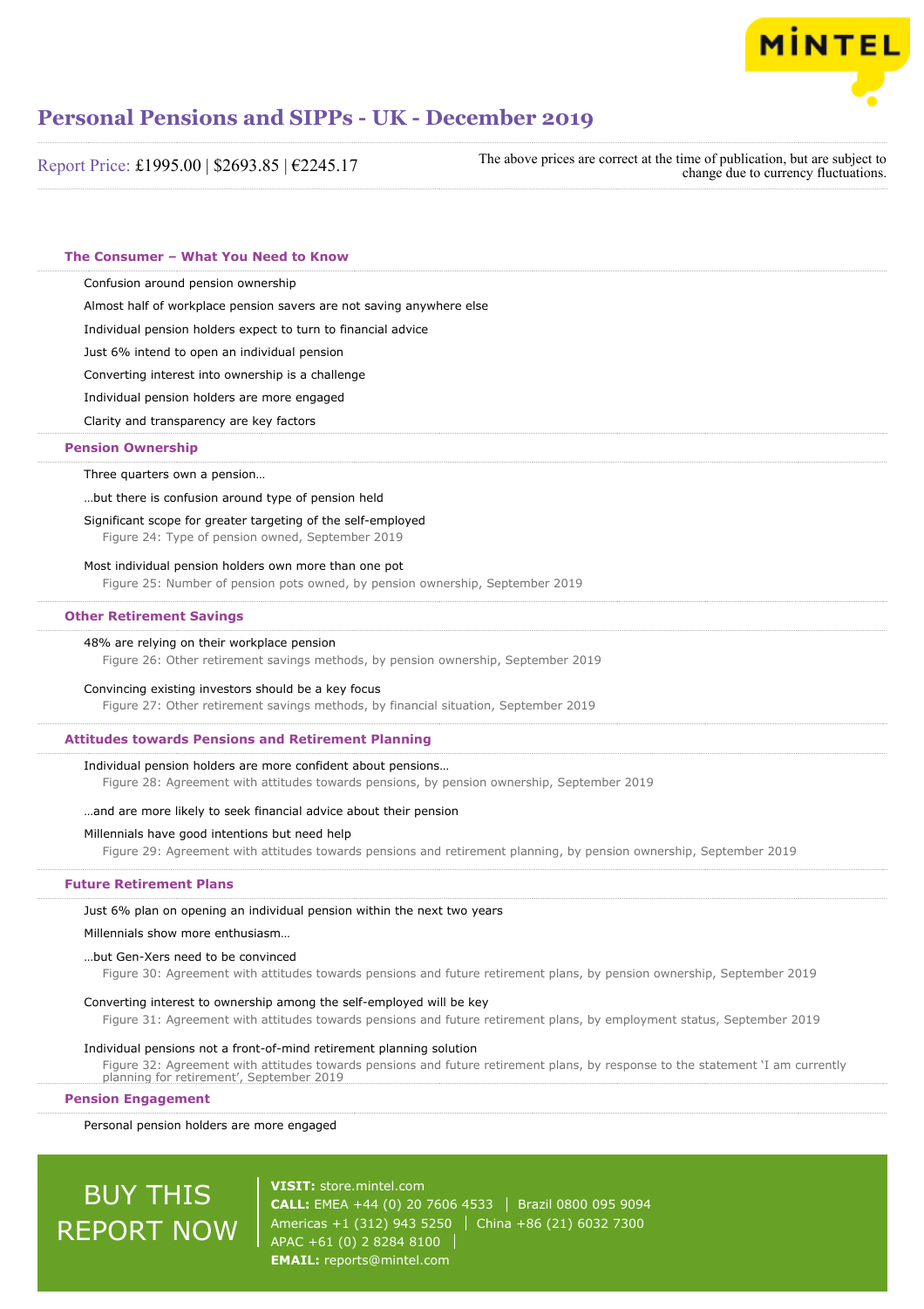# Personal Pensions and SIPPs - UK - December 2019

Report Price: £1995.00 | $2693.85 | €2245.17

The above prices are correct at the time of publication, but are subject to change due to currency fluctuations.

## The Consumer – What You Need to Know

Confusion around pension ownership

Almost half of workplace pension savers are not saving anywhere else

Individual pension holders expect to turn to financial advice

Just 6% intend to open an individual pension

Converting interest into ownership is a challenge

Individual pension holders are more engaged

Clarity and transparency are key factors

## Pension Ownership

Three quarters own a pension…

…but there is confusion around type of pension held

Significant scope for greater targeting of the self-employed

Figure 24: Type of pension owned, September 2019

Most individual pension holders own more than one pot

Figure 25: Number of pension pots owned, by pension ownership, September 2019

## Other Retirement Savings

48% are relying on their workplace pension

Figure 26: Other retirement savings methods, by pension ownership, September 2019

Convincing existing investors should be a key focus

Figure 27: Other retirement savings methods, by financial situation, September 2019

## Attitudes towards Pensions and Retirement Planning

Individual pension holders are more confident about pensions…

Figure 28: Agreement with attitudes towards pensions, by pension ownership, September 2019

…and are more likely to seek financial advice about their pension

Millennials have good intentions but need help

Figure 29: Agreement with attitudes towards pensions and retirement planning, by pension ownership, September 2019

## Future Retirement Plans

Just 6% plan on opening an individual pension within the next two years

Millennials show more enthusiasm…

…but Gen-Xers need to be convinced

Figure 30: Agreement with attitudes towards pensions and future retirement plans, by pension ownership, September 2019

Converting interest to ownership among the self-employed will be key

Figure 31: Agreement with attitudes towards pensions and future retirement plans, by employment status, September 2019

Individual pensions not a front-of-mind retirement planning solution

Figure 32: Agreement with attitudes towards pensions and future retirement plans, by response to the statement 'I am currently planning for retirement', September 2019

## Pension Engagement

Personal pension holders are more engaged

BUY THIS REPORT NOW

**VISIT:** store.mintel.com
**CALL:** EMEA +44 (0) 20 7606 4533 | Brazil 0800 095 9094
Americas +1 (312) 943 5250 | China +86 (21) 6032 7300
APAC +61 (0) 2 8284 8100
**EMAIL:** reports@mintel.com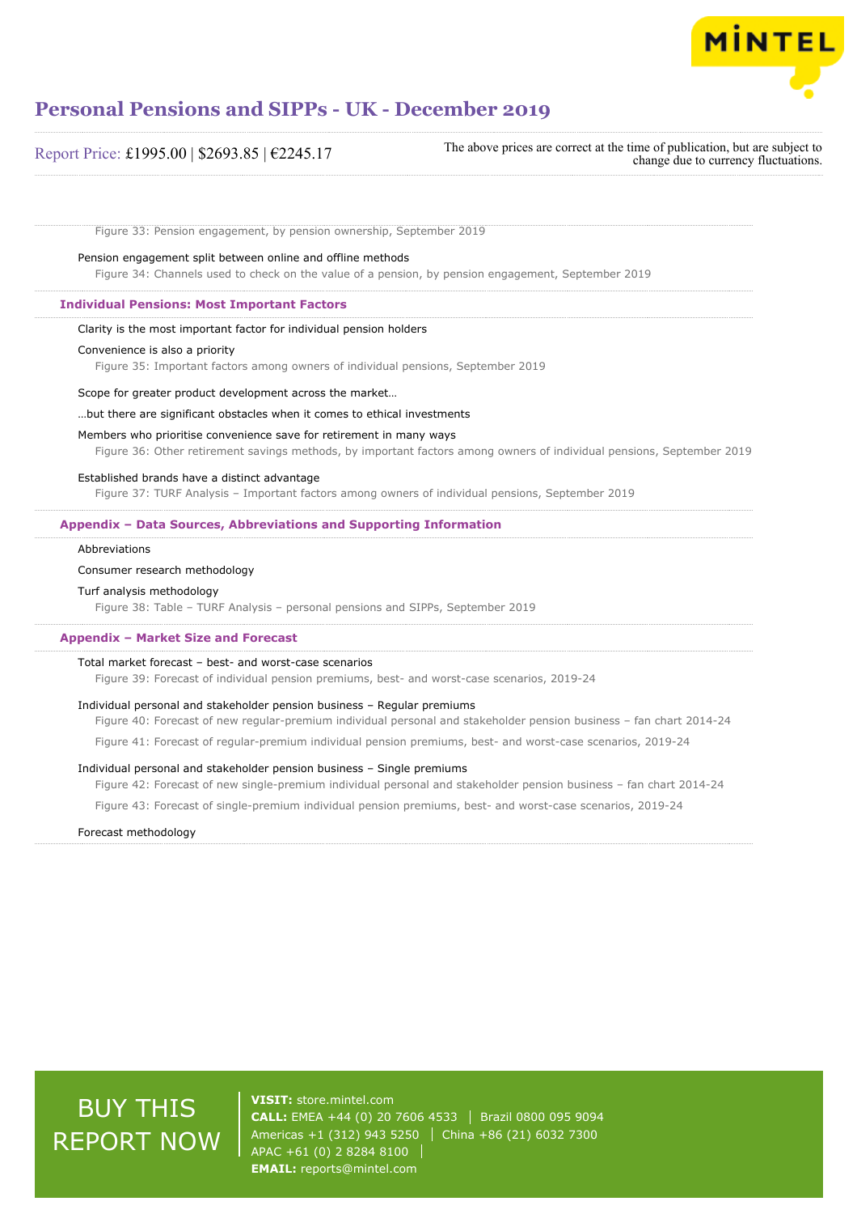Figure 33: Pension engagement, by pension ownership, September 2019

Pension engagement split between online and offline methods

Figure 34: Channels used to check on the value of a pension, by pension engagement, September 2019

## Individual Pensions: Most Important Factors

Clarity is the most important factor for individual pension holders

Convenience is also a priority

Figure 35: Important factors among owners of individual pensions, September 2019

Scope for greater product development across the market…

…but there are significant obstacles when it comes to ethical investments

Members who prioritise convenience save for retirement in many ways

Figure 36: Other retirement savings methods, by important factors among owners of individual pensions, September 2019

Established brands have a distinct advantage

Figure 37: TURF Analysis – Important factors among owners of individual pensions, September 2019

## Appendix – Data Sources, Abbreviations and Supporting Information

Abbreviations

Consumer research methodology

Turf analysis methodology

Figure 38: Table – TURF Analysis – personal pensions and SIPPs, September 2019

## Appendix – Market Size and Forecast

Total market forecast – best- and worst-case scenarios

Figure 39: Forecast of individual pension premiums, best- and worst-case scenarios, 2019-24

Individual personal and stakeholder pension business – Regular premiums

Figure 40: Forecast of new regular-premium individual personal and stakeholder pension business – fan chart 2014-24

Figure 41: Forecast of regular-premium individual pension premiums, best- and worst-case scenarios, 2019-24

Individual personal and stakeholder pension business – Single premiums

Figure 42: Forecast of new single-premium individual personal and stakeholder pension business – fan chart 2014-24

Figure 43: Forecast of single-premium individual pension premiums, best- and worst-case scenarios, 2019-24

Forecast methodology